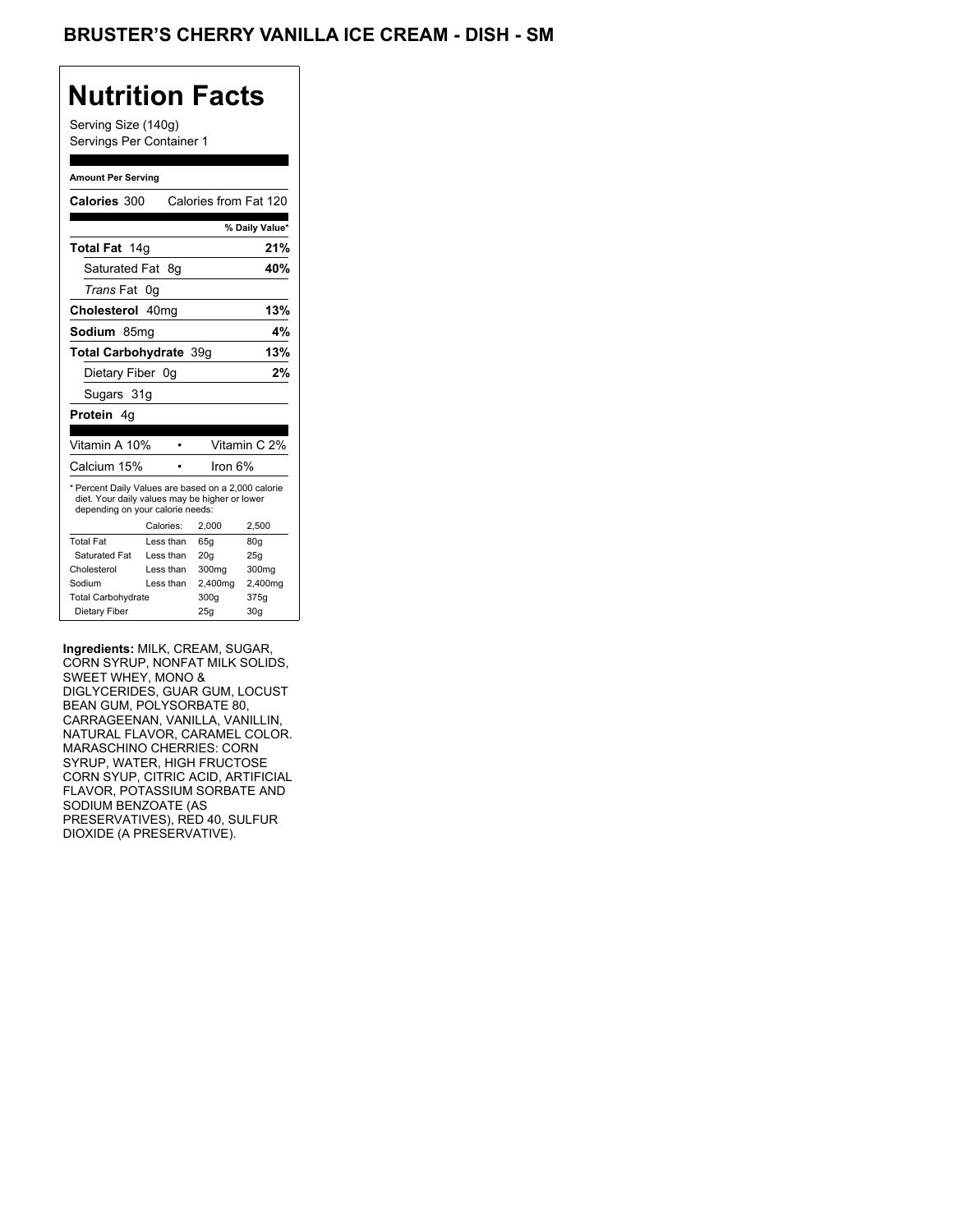# BRUSTER'S CHERRY VANILLA ICE CREAM - DISH - SM

## Nutrition Facts

Serving Size (140g)
Servings Per Container 1

**Amount Per Serving**

**Calories** 300 Calories from Fat 120

| | % Daily Value* |
|---|---|
| **Total Fat** 14g | **21%** |
| Saturated Fat 8g | **40%** |
| *Trans* Fat 0g | |
| **Cholesterol** 40mg | **13%** |
| **Sodium** 85mg | **4%** |
| **Total Carbohydrate** 39g | **13%** |
| Dietary Fiber 0g | **2%** |
| Sugars 31g | |
| **Protein** 4g | |

| | |
|---|---|
| Vitamin A 10% | Vitamin C 2% |
| Calcium 15% | Iron 6% |

* Percent Daily Values are based on a 2,000 calorie diet. Your daily values may be higher or lower depending on your calorie needs:

| | Calories: | 2,000 | 2,500 |
|---|---|---|---|
| Total Fat | Less than | 65g | 80g |
| Saturated Fat | Less than | 20g | 25g |
| Cholesterol | Less than | 300mg | 300mg |
| Sodium | Less than | 2,400mg | 2,400mg |
| Total Carbohydrate | | 300g | 375g |
| Dietary Fiber | | 25g | 30g |

**Ingredients:** MILK, CREAM, SUGAR, CORN SYRUP, NONFAT MILK SOLIDS, SWEET WHEY, MONO & DIGLYCERIDES, GUAR GUM, LOCUST BEAN GUM, POLYSORBATE 80, CARRAGEENAN, VANILLA, VANILLIN, NATURAL FLAVOR, CARAMEL COLOR. MARASCHINO CHERRIES: CORN SYRUP, WATER, HIGH FRUCTOSE CORN SYUP, CITRIC ACID, ARTIFICIAL FLAVOR, POTASSIUM SORBATE AND SODIUM BENZOATE (AS PRESERVATIVES), RED 40, SULFUR DIOXIDE (A PRESERVATIVE).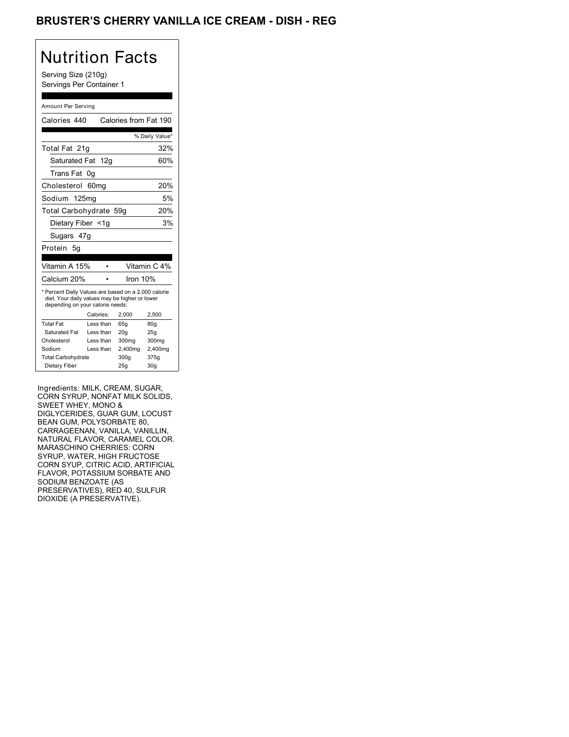# BRUSTER'S CHERRY VANILLA ICE CREAM - DISH - REG

## Nutrition Facts

Serving Size (210g)
Servings Per Container 1

Amount Per Serving

Calories 440 Calories from Fat 190

| | % Daily Value* |
|---|---|
| Total Fat 21g | 32% |
| Saturated Fat 12g | 60% |
| Trans Fat 0g | |
| Cholesterol 60mg | 20% |
| Sodium 125mg | 5% |
| Total Carbohydrate 59g | 20% |
| Dietary Fiber <1g | 3% |
| Sugars 47g | |
| Protein 5g | |

| | | |
|---|---|---|
| Vitamin A 15% | • | Vitamin C 4% |
| Calcium 20% | • | Iron 10% |

* Percent Daily Values are based on a 2,000 calorie diet. Your daily values may be higher or lower depending on your calorie needs:

| | Calories: | 2,000 | 2,500 |
|---|---|---|---|
| Total Fat | Less than | 65g | 80g |
| Saturated Fat | Less than | 20g | 25g |
| Cholesterol | Less than | 300mg | 300mg |
| Sodium | Less than | 2,400mg | 2,400mg |
| Total Carbohydrate | | 300g | 375g |
| Dietary Fiber | | 25g | 30g |

Ingredients: MILK, CREAM, SUGAR, CORN SYRUP, NONFAT MILK SOLIDS, SWEET WHEY, MONO & DIGLYCERIDES, GUAR GUM, LOCUST BEAN GUM, POLYSORBATE 80, CARRAGEENAN, VANILLA, VANILLIN, NATURAL FLAVOR, CARAMEL COLOR. MARASCHINO CHERRIES: CORN SYRUP, WATER, HIGH FRUCTOSE CORN SYUP, CITRIC ACID, ARTIFICIAL FLAVOR, POTASSIUM SORBATE AND SODIUM BENZOATE (AS PRESERVATIVES), RED 40, SULFUR DIOXIDE (A PRESERVATIVE).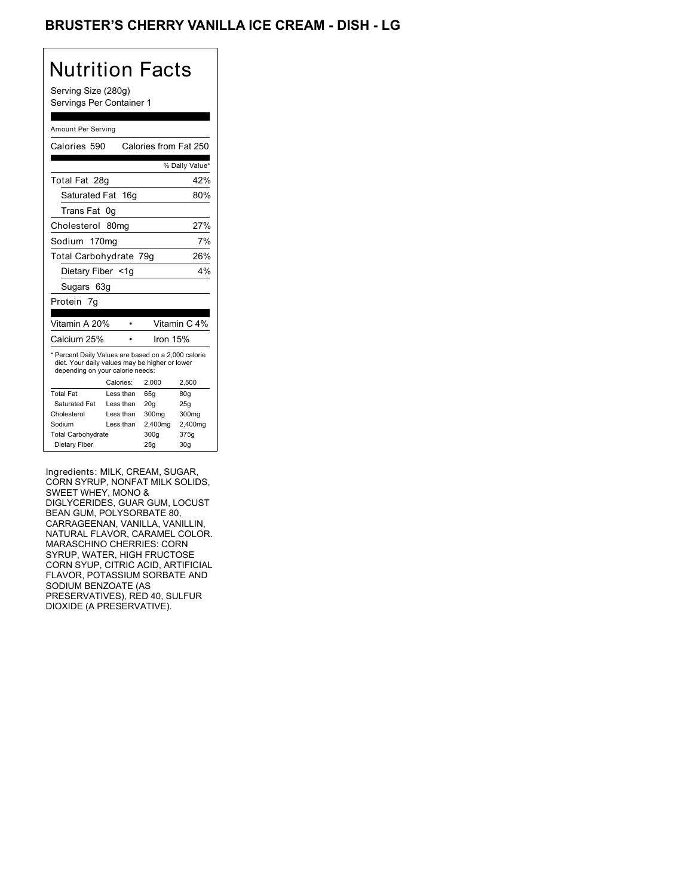# BRUSTER'S CHERRY VANILLA ICE CREAM - DISH - LG

## Nutrition Facts

Serving Size (280g)
Servings Per Container 1

Amount Per Serving

| | |
|---|---|
| Calories 590 | Calories from Fat 250 |
| | % Daily Value* |
| Total Fat 28g | 42% |
| Saturated Fat 16g | 80% |
| Trans Fat 0g | |
| Cholesterol 80mg | 27% |
| Sodium 170mg | 7% |
| Total Carbohydrate 79g | 26% |
| Dietary Fiber <1g | 4% |
| Sugars 63g | |
| Protein 7g | |

| | |
|---|---|
| Vitamin A 20% | Vitamin C 4% |
| Calcium 25% | Iron 15% |

* Percent Daily Values are based on a 2,000 calorie diet. Your daily values may be higher or lower depending on your calorie needs:

| | Calories: | 2,000 | 2,500 |
|---|---|---|---|
| Total Fat | Less than | 65g | 80g |
| Saturated Fat | Less than | 20g | 25g |
| Cholesterol | Less than | 300mg | 300mg |
| Sodium | Less than | 2,400mg | 2,400mg |
| Total Carbohydrate | | 300g | 375g |
| Dietary Fiber | | 25g | 30g |

Ingredients: MILK, CREAM, SUGAR, CORN SYRUP, NONFAT MILK SOLIDS, SWEET WHEY, MONO & DIGLYCERIDES, GUAR GUM, LOCUST BEAN GUM, POLYSORBATE 80, CARRAGEENAN, VANILLA, VANILLIN, NATURAL FLAVOR, CARAMEL COLOR. MARASCHINO CHERRIES: CORN SYRUP, WATER, HIGH FRUCTOSE CORN SYUP, CITRIC ACID, ARTIFICIAL FLAVOR, POTASSIUM SORBATE AND SODIUM BENZOATE (AS PRESERVATIVES), RED 40, SULFUR DIOXIDE (A PRESERVATIVE).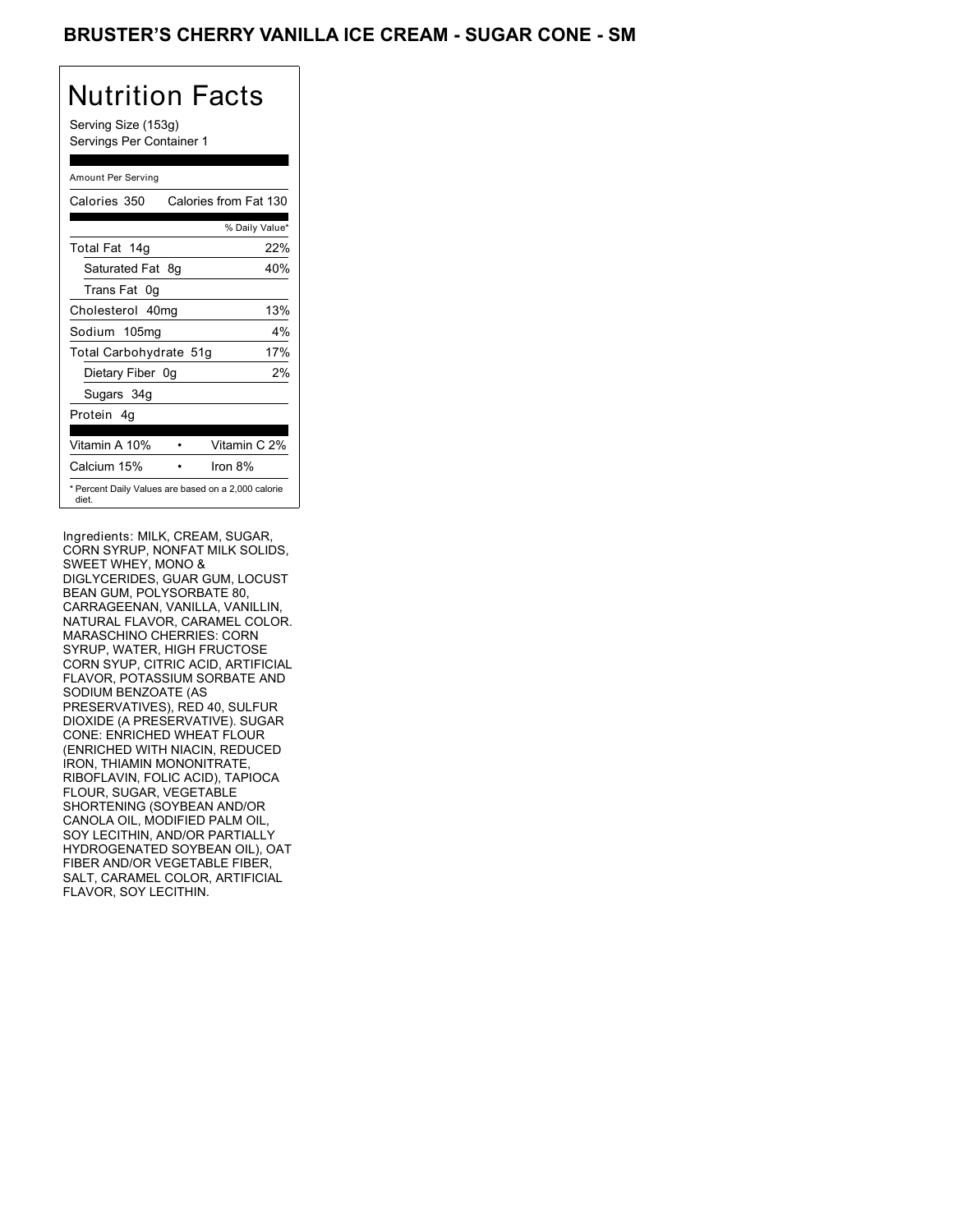# BRUSTER'S CHERRY VANILLA ICE CREAM - SUGAR CONE - SM

## Nutrition Facts

Serving Size (153g)
Servings Per Container 1

Amount Per Serving

| Calories 350 | Calories from Fat 130 |
|---|---|
| | % Daily Value* |
| Total Fat 14g | 22% |
| Saturated Fat 8g | 40% |
| Trans Fat 0g | |
| Cholesterol 40mg | 13% |
| Sodium 105mg | 4% |
| Total Carbohydrate 51g | 17% |
| Dietary Fiber 0g | 2% |
| Sugars 34g | |
| Protein 4g | |
| Vitamin A 10% | Vitamin C 2% |
| Calcium 15% | Iron 8% |

* Percent Daily Values are based on a 2,000 calorie diet.

Ingredients: MILK, CREAM, SUGAR, CORN SYRUP, NONFAT MILK SOLIDS, SWEET WHEY, MONO & DIGLYCERIDES, GUAR GUM, LOCUST BEAN GUM, POLYSORBATE 80, CARRAGEENAN, VANILLA, VANILLIN, NATURAL FLAVOR, CARAMEL COLOR. MARASCHINO CHERRIES: CORN SYRUP, WATER, HIGH FRUCTOSE CORN SYUP, CITRIC ACID, ARTIFICIAL FLAVOR, POTASSIUM SORBATE AND SODIUM BENZOATE (AS PRESERVATIVES), RED 40, SULFUR DIOXIDE (A PRESERVATIVE). SUGAR CONE: ENRICHED WHEAT FLOUR (ENRICHED WITH NIACIN, REDUCED IRON, THIAMIN MONONITRATE, RIBOFLAVIN, FOLIC ACID), TAPIOCA FLOUR, SUGAR, VEGETABLE SHORTENING (SOYBEAN AND/OR CANOLA OIL, MODIFIED PALM OIL, SOY LECITHIN, AND/OR PARTIALLY HYDROGENATED SOYBEAN OIL), OAT FIBER AND/OR VEGETABLE FIBER, SALT, CARAMEL COLOR, ARTIFICIAL FLAVOR, SOY LECITHIN.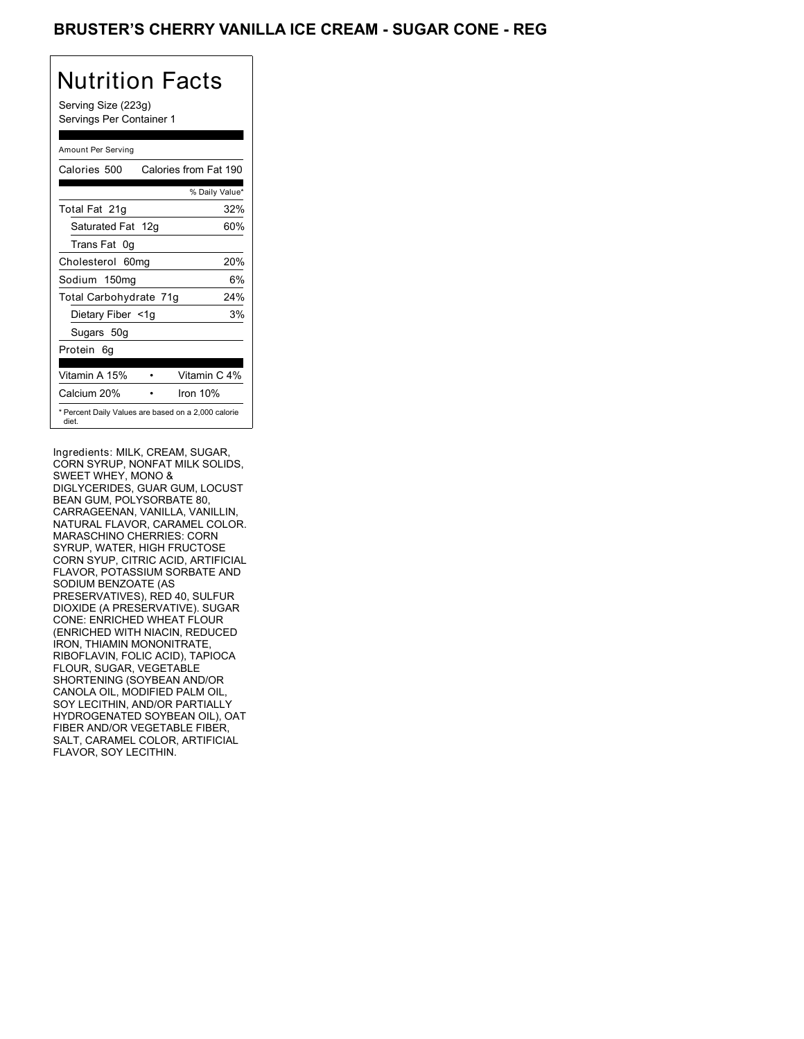# BRUSTER'S CHERRY VANILLA ICE CREAM - SUGAR CONE - REG

## Nutrition Facts

Serving Size (223g)
Servings Per Container 1

Amount Per Serving

| Calories 500 | Calories from Fat 190 |
|---|---|
| | % Daily Value* |
| Total Fat 21g | 32% |
| Saturated Fat 12g | 60% |
| Trans Fat 0g | |
| Cholesterol 60mg | 20% |
| Sodium 150mg | 6% |
| Total Carbohydrate 71g | 24% |
| Dietary Fiber <1g | 3% |
| Sugars 50g | |
| Protein 6g | |

| Vitamin A 15% | • | Vitamin C 4% |
|---|---|---|
| Calcium 20% | • | Iron 10% |

* Percent Daily Values are based on a 2,000 calorie diet.

Ingredients: MILK, CREAM, SUGAR, CORN SYRUP, NONFAT MILK SOLIDS, SWEET WHEY, MONO & DIGLYCERIDES, GUAR GUM, LOCUST BEAN GUM, POLYSORBATE 80, CARRAGEENAN, VANILLA, VANILLIN, NATURAL FLAVOR, CARAMEL COLOR. MARASCHINO CHERRIES: CORN SYRUP, WATER, HIGH FRUCTOSE CORN SYUP, CITRIC ACID, ARTIFICIAL FLAVOR, POTASSIUM SORBATE AND SODIUM BENZOATE (AS PRESERVATIVES), RED 40, SULFUR DIOXIDE (A PRESERVATIVE). SUGAR CONE: ENRICHED WHEAT FLOUR (ENRICHED WITH NIACIN, REDUCED IRON, THIAMIN MONONITRATE, RIBOFLAVIN, FOLIC ACID), TAPIOCA FLOUR, SUGAR, VEGETABLE SHORTENING (SOYBEAN AND/OR CANOLA OIL, MODIFIED PALM OIL, SOY LECITHIN, AND/OR PARTIALLY HYDROGENATED SOYBEAN OIL), OAT FIBER AND/OR VEGETABLE FIBER, SALT, CARAMEL COLOR, ARTIFICIAL FLAVOR, SOY LECITHIN.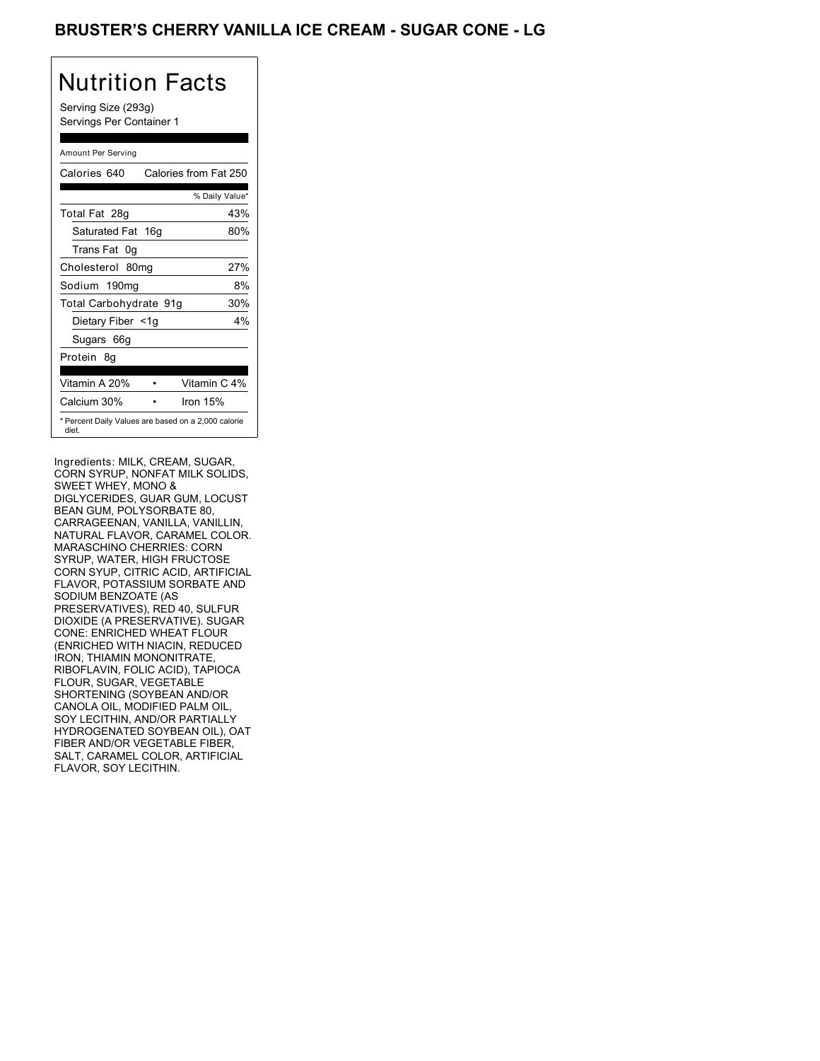# BRUSTER'S CHERRY VANILLA ICE CREAM - SUGAR CONE - LG

## Nutrition Facts

Serving Size (293g)
Servings Per Container 1

Amount Per Serving

Calories 640 Calories from Fat 250

| | % Daily Value* |
|---|---|
| Total Fat 28g | 43% |
| Saturated Fat 16g | 80% |
| Trans Fat 0g | |
| Cholesterol 80mg | 27% |
| Sodium 190mg | 8% |
| Total Carbohydrate 91g | 30% |
| Dietary Fiber <1g | 4% |
| Sugars 66g | |
| Protein 8g | |

| | |
|---|---|
| Vitamin A 20% | Vitamin C 4% |
| Calcium 30% | Iron 15% |

* Percent Daily Values are based on a 2,000 calorie diet.

Ingredients: MILK, CREAM, SUGAR, CORN SYRUP, NONFAT MILK SOLIDS, SWEET WHEY, MONO & DIGLYCERIDES, GUAR GUM, LOCUST BEAN GUM, POLYSORBATE 80, CARRAGEENAN, VANILLA, VANILLIN, NATURAL FLAVOR, CARAMEL COLOR. MARASCHINO CHERRIES: CORN SYRUP, WATER, HIGH FRUCTOSE CORN SYUP, CITRIC ACID, ARTIFICIAL FLAVOR, POTASSIUM SORBATE AND SODIUM BENZOATE (AS PRESERVATIVES), RED 40, SULFUR DIOXIDE (A PRESERVATIVE). SUGAR CONE: ENRICHED WHEAT FLOUR (ENRICHED WITH NIACIN, REDUCED IRON, THIAMIN MONONITRATE, RIBOFLAVIN, FOLIC ACID), TAPIOCA FLOUR, SUGAR, VEGETABLE SHORTENING (SOYBEAN AND/OR CANOLA OIL, MODIFIED PALM OIL, SOY LECITHIN, AND/OR PARTIALLY HYDROGENATED SOYBEAN OIL), OAT FIBER AND/OR VEGETABLE FIBER, SALT, CARAMEL COLOR, ARTIFICIAL FLAVOR, SOY LECITHIN.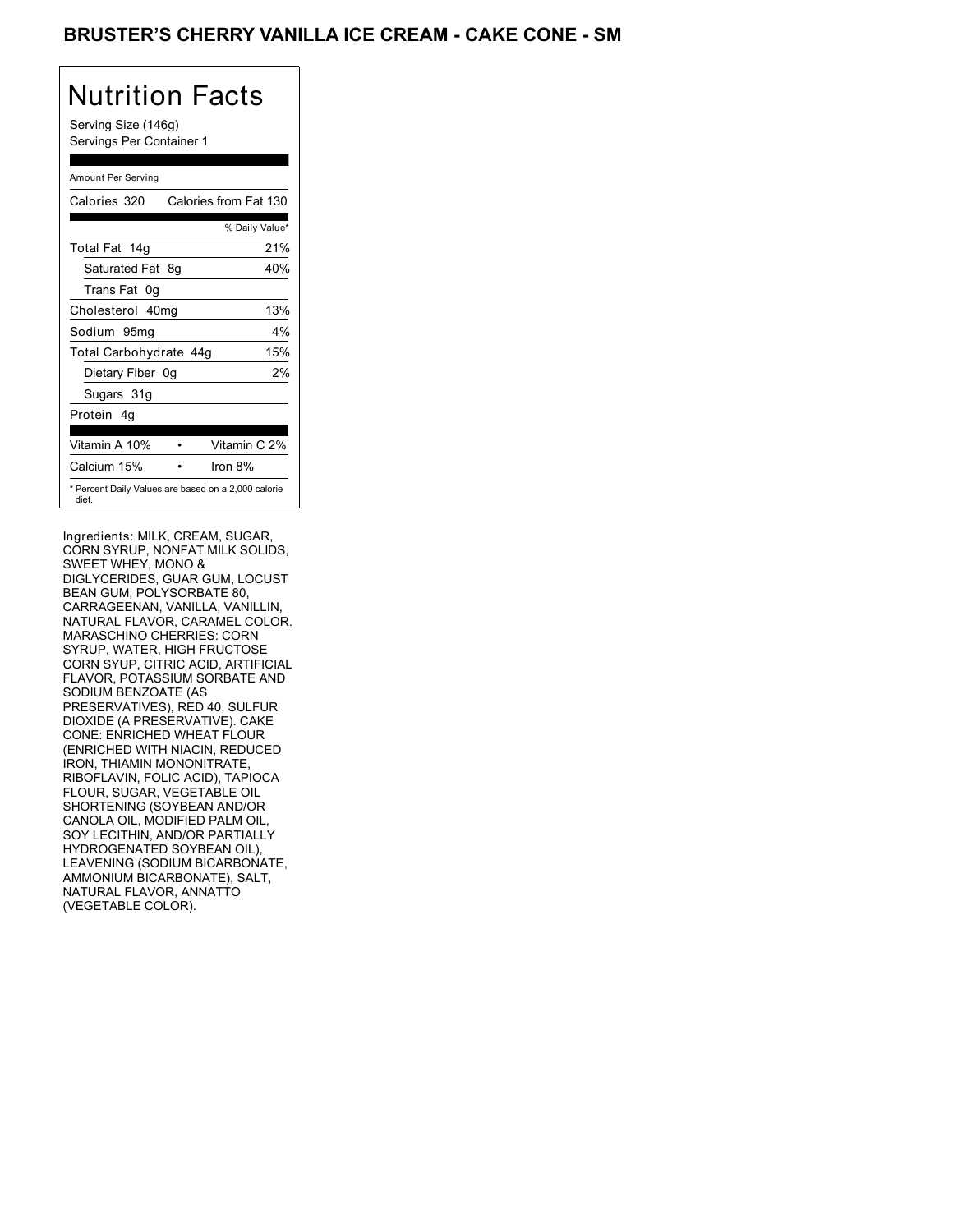# BRUSTER'S CHERRY VANILLA ICE CREAM - CAKE CONE - SM

## Nutrition Facts

Serving Size (146g)
Servings Per Container 1

Amount Per Serving

| Calories 320 | Calories from Fat 130 |
|---|---|
| | % Daily Value* |
| Total Fat 14g | 21% |
| Saturated Fat 8g | 40% |
| Trans Fat 0g | |
| Cholesterol 40mg | 13% |
| Sodium 95mg | 4% |
| Total Carbohydrate 44g | 15% |
| Dietary Fiber 0g | 2% |
| Sugars 31g | |
| Protein 4g | |

| Vitamin A 10% | • | Vitamin C 2% |
|---|---|---|
| Calcium 15% | • | Iron 8% |

* Percent Daily Values are based on a 2,000 calorie diet.

Ingredients: MILK, CREAM, SUGAR, CORN SYRUP, NONFAT MILK SOLIDS, SWEET WHEY, MONO & DIGLYCERIDES, GUAR GUM, LOCUST BEAN GUM, POLYSORBATE 80, CARRAGEENAN, VANILLA, VANILLIN, NATURAL FLAVOR, CARAMEL COLOR. MARASCHINO CHERRIES: CORN SYRUP, WATER, HIGH FRUCTOSE CORN SYUP, CITRIC ACID, ARTIFICIAL FLAVOR, POTASSIUM SORBATE AND SODIUM BENZOATE (AS PRESERVATIVES), RED 40, SULFUR DIOXIDE (A PRESERVATIVE). CAKE CONE: ENRICHED WHEAT FLOUR (ENRICHED WITH NIACIN, REDUCED IRON, THIAMIN MONONITRATE, RIBOFLAVIN, FOLIC ACID), TAPIOCA FLOUR, SUGAR, VEGETABLE OIL SHORTENING (SOYBEAN AND/OR CANOLA OIL, MODIFIED PALM OIL, SOY LECITHIN, AND/OR PARTIALLY HYDROGENATED SOYBEAN OIL), LEAVENING (SODIUM BICARBONATE, AMMONIUM BICARBONATE), SALT, NATURAL FLAVOR, ANNATTO (VEGETABLE COLOR).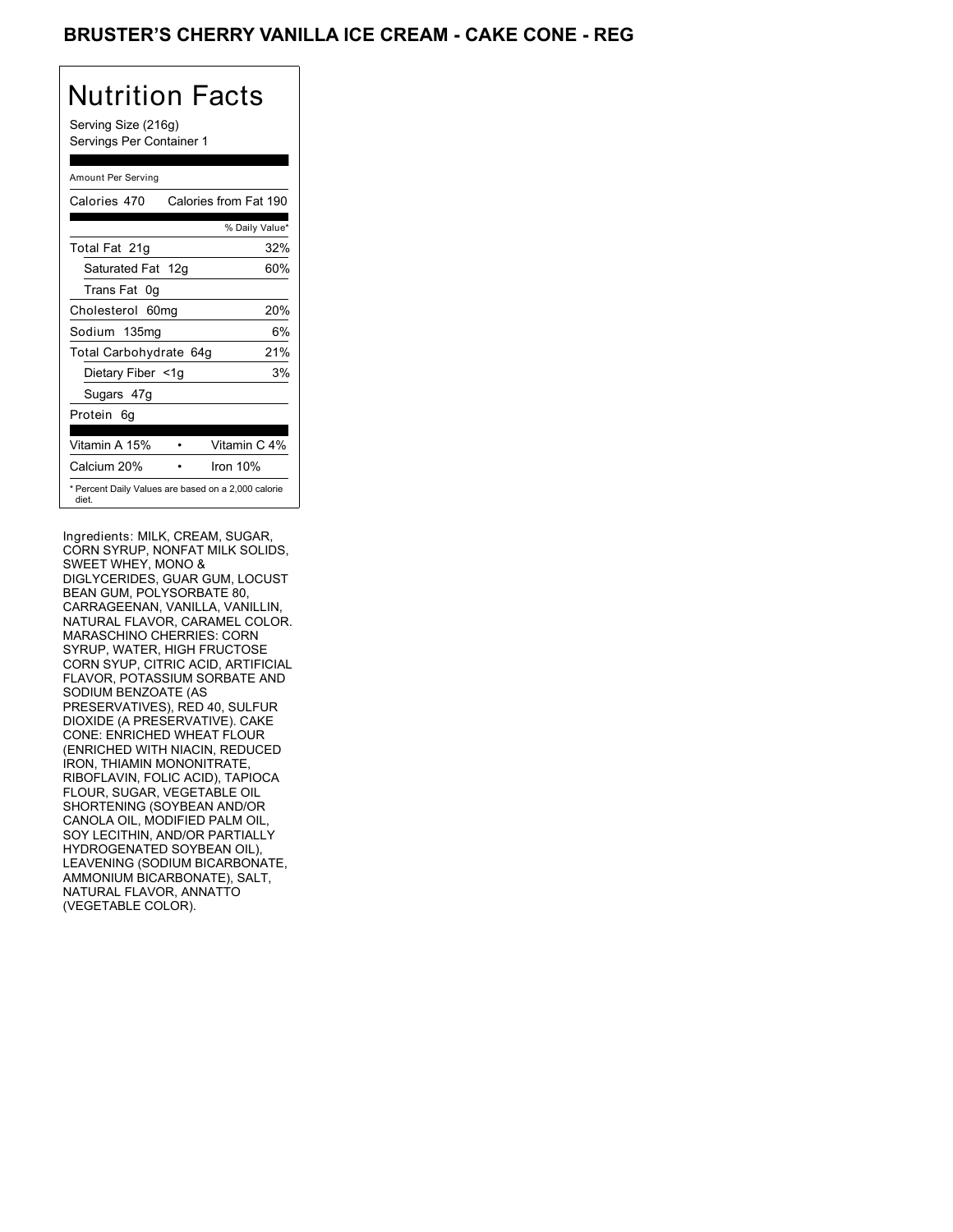# BRUSTER'S CHERRY VANILLA ICE CREAM - CAKE CONE - REG

## Nutrition Facts

Serving Size (216g)
Servings Per Container 1

Amount Per Serving

| | |
|---|---|
| Calories 470 | Calories from Fat 190 |
| | % Daily Value* |
| Total Fat 21g | 32% |
| Saturated Fat 12g | 60% |
| Trans Fat 0g | |
| Cholesterol 60mg | 20% |
| Sodium 135mg | 6% |
| Total Carbohydrate 64g | 21% |
| Dietary Fiber <1g | 3% |
| Sugars 47g | |
| Protein 6g | |
| Vitamin A 15% | Vitamin C 4% |
| Calcium 20% | Iron 10% |

* Percent Daily Values are based on a 2,000 calorie diet.

Ingredients: MILK, CREAM, SUGAR, CORN SYRUP, NONFAT MILK SOLIDS, SWEET WHEY, MONO & DIGLYCERIDES, GUAR GUM, LOCUST BEAN GUM, POLYSORBATE 80, CARRAGEENAN, VANILLA, VANILLIN, NATURAL FLAVOR, CARAMEL COLOR. MARASCHINO CHERRIES: CORN SYRUP, WATER, HIGH FRUCTOSE CORN SYUP, CITRIC ACID, ARTIFICIAL FLAVOR, POTASSIUM SORBATE AND SODIUM BENZOATE (AS PRESERVATIVES), RED 40, SULFUR DIOXIDE (A PRESERVATIVE). CAKE CONE: ENRICHED WHEAT FLOUR (ENRICHED WITH NIACIN, REDUCED IRON, THIAMIN MONONITRATE, RIBOFLAVIN, FOLIC ACID), TAPIOCA FLOUR, SUGAR, VEGETABLE OIL SHORTENING (SOYBEAN AND/OR CANOLA OIL, MODIFIED PALM OIL, SOY LECITHIN, AND/OR PARTIALLY HYDROGENATED SOYBEAN OIL), LEAVENING (SODIUM BICARBONATE, AMMONIUM BICARBONATE), SALT, NATURAL FLAVOR, ANNATTO (VEGETABLE COLOR).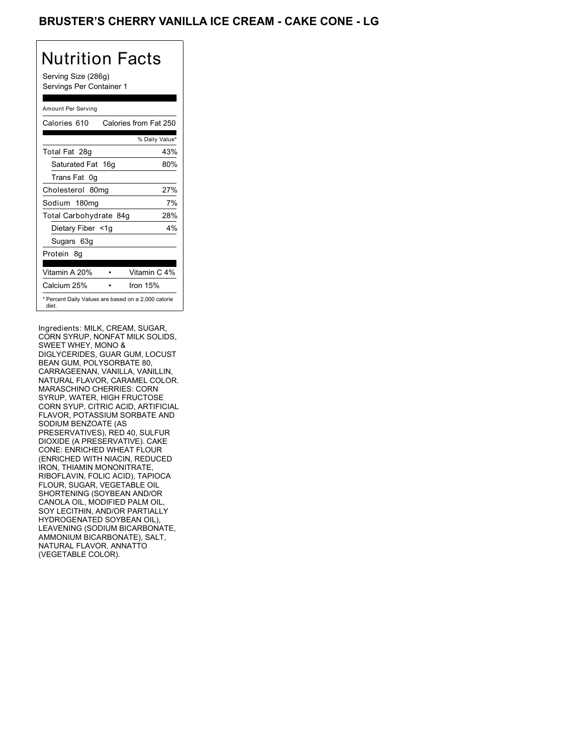# BRUSTER'S CHERRY VANILLA ICE CREAM - CAKE CONE - LG

## Nutrition Facts

Serving Size (286g)
Servings Per Container 1

Amount Per Serving

| Calories 610 | Calories from Fat 250 |
|---|---|
| | % Daily Value* |
| Total Fat 28g | 43% |
| Saturated Fat 16g | 80% |
| Trans Fat 0g | |
| Cholesterol 80mg | 27% |
| Sodium 180mg | 7% |
| Total Carbohydrate 84g | 28% |
| Dietary Fiber <1g | 4% |
| Sugars 63g | |
| Protein 8g | |

| Vitamin A 20% | • | Vitamin C 4% |
|---|---|---|
| Calcium 25% | • | Iron 15% |

* Percent Daily Values are based on a 2,000 calorie diet.

Ingredients: MILK, CREAM, SUGAR, CORN SYRUP, NONFAT MILK SOLIDS, SWEET WHEY, MONO & DIGLYCERIDES, GUAR GUM, LOCUST BEAN GUM, POLYSORBATE 80, CARRAGEENAN, VANILLA, VANILLIN, NATURAL FLAVOR, CARAMEL COLOR. MARASCHINO CHERRIES: CORN SYRUP, WATER, HIGH FRUCTOSE CORN SYUP, CITRIC ACID, ARTIFICIAL FLAVOR, POTASSIUM SORBATE AND SODIUM BENZOATE (AS PRESERVATIVES), RED 40, SULFUR DIOXIDE (A PRESERVATIVE). CAKE CONE: ENRICHED WHEAT FLOUR (ENRICHED WITH NIACIN, REDUCED IRON, THIAMIN MONONITRATE, RIBOFLAVIN, FOLIC ACID), TAPIOCA FLOUR, SUGAR, VEGETABLE OIL SHORTENING (SOYBEAN AND/OR CANOLA OIL, MODIFIED PALM OIL, SOY LECITHIN, AND/OR PARTIALLY HYDROGENATED SOYBEAN OIL), LEAVENING (SODIUM BICARBONATE, AMMONIUM BICARBONATE), SALT, NATURAL FLAVOR, ANNATTO (VEGETABLE COLOR).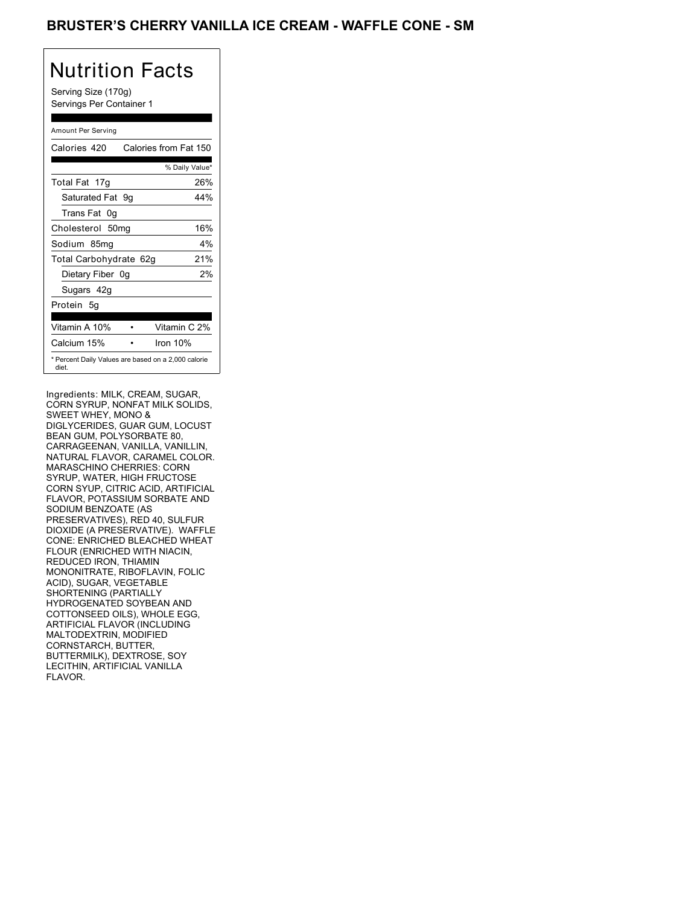# BRUSTER'S CHERRY VANILLA ICE CREAM - WAFFLE CONE - SM

## Nutrition Facts

Serving Size (170g)
Servings Per Container 1

Amount Per Serving

| Calories 420 | Calories from Fat 150 |
|---|---|
| | % Daily Value* |
| Total Fat 17g | 26% |
| Saturated Fat 9g | 44% |
| Trans Fat 0g | |
| Cholesterol 50mg | 16% |
| Sodium 85mg | 4% |
| Total Carbohydrate 62g | 21% |
| Dietary Fiber 0g | 2% |
| Sugars 42g | |
| Protein 5g | |

| Vitamin A 10% | • | Vitamin C 2% |
|---|---|---|
| Calcium 15% | • | Iron 10% |

* Percent Daily Values are based on a 2,000 calorie diet.

Ingredients: MILK, CREAM, SUGAR, CORN SYRUP, NONFAT MILK SOLIDS, SWEET WHEY, MONO & DIGLYCERIDES, GUAR GUM, LOCUST BEAN GUM, POLYSORBATE 80, CARRAGEENAN, VANILLA, VANILLIN, NATURAL FLAVOR, CARAMEL COLOR. MARASCHINO CHERRIES: CORN SYRUP, WATER, HIGH FRUCTOSE CORN SYUP, CITRIC ACID, ARTIFICIAL FLAVOR, POTASSIUM SORBATE AND SODIUM BENZOATE (AS PRESERVATIVES), RED 40, SULFUR DIOXIDE (A PRESERVATIVE). WAFFLE CONE: ENRICHED BLEACHED WHEAT FLOUR (ENRICHED WITH NIACIN, REDUCED IRON, THIAMIN MONONITRATE, RIBOFLAVIN, FOLIC ACID), SUGAR, VEGETABLE SHORTENING (PARTIALLY HYDROGENATED SOYBEAN AND COTTONSEED OILS), WHOLE EGG, ARTIFICIAL FLAVOR (INCLUDING MALTODEXTRIN, MODIFIED CORNSTARCH, BUTTER, BUTTERMILK), DEXTROSE, SOY LECITHIN, ARTIFICIAL VANILLA FLAVOR.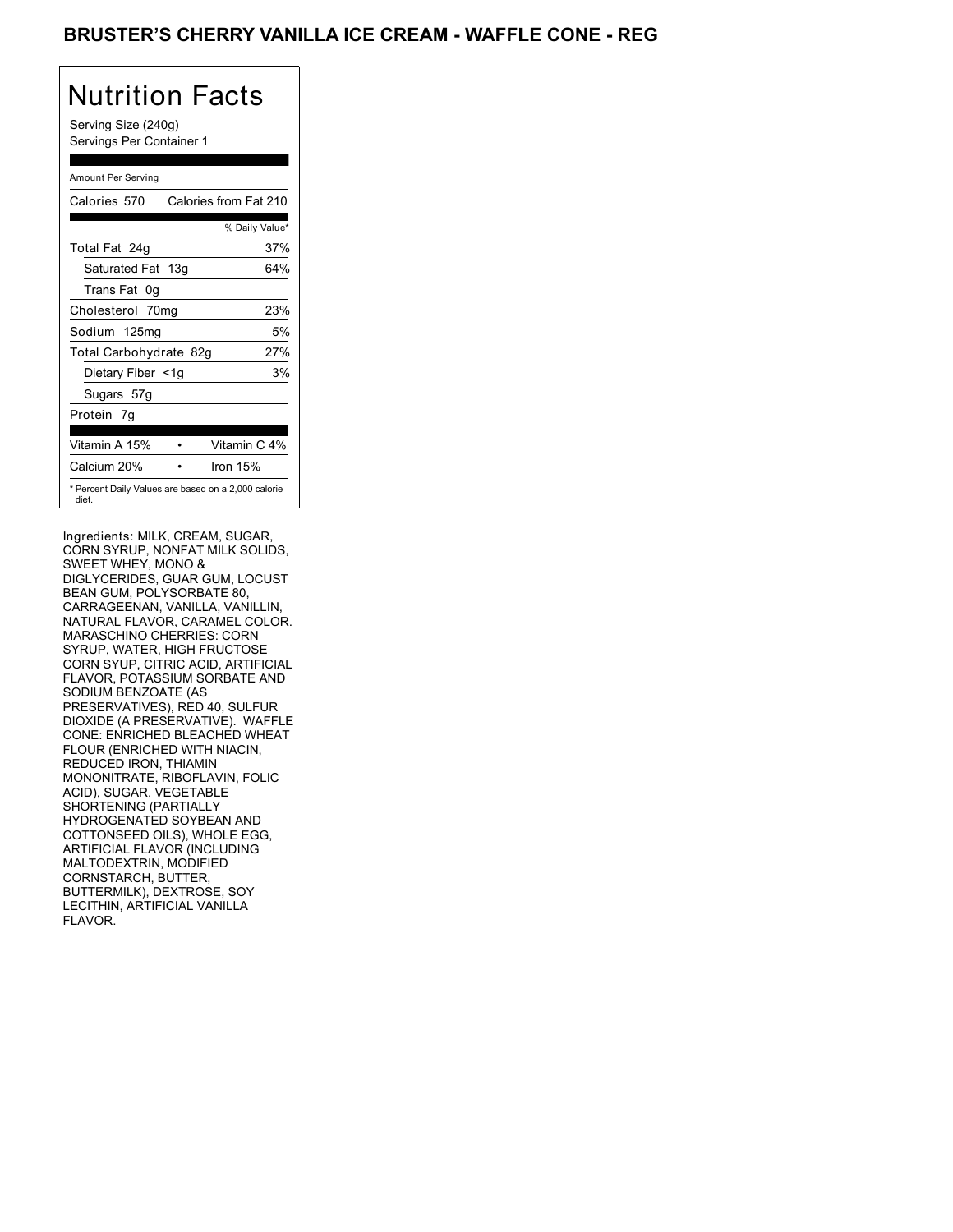# BRUSTER'S CHERRY VANILLA ICE CREAM - WAFFLE CONE - REG

## Nutrition Facts

Serving Size (240g)
Servings Per Container 1

Amount Per Serving

| Calories 570 | Calories from Fat 210 |
|---|---|
| | % Daily Value* |
| Total Fat 24g | 37% |
| Saturated Fat 13g | 64% |
| Trans Fat 0g | |
| Cholesterol 70mg | 23% |
| Sodium 125mg | 5% |
| Total Carbohydrate 82g | 27% |
| Dietary Fiber <1g | 3% |
| Sugars 57g | |
| Protein 7g | |

| Vitamin A 15% | • | Vitamin C 4% |
|---|---|---|
| Calcium 20% | • | Iron 15% |

* Percent Daily Values are based on a 2,000 calorie diet.

Ingredients: MILK, CREAM, SUGAR, CORN SYRUP, NONFAT MILK SOLIDS, SWEET WHEY, MONO & DIGLYCERIDES, GUAR GUM, LOCUST BEAN GUM, POLYSORBATE 80, CARRAGEENAN, VANILLA, VANILLIN, NATURAL FLAVOR, CARAMEL COLOR. MARASCHINO CHERRIES: CORN SYRUP, WATER, HIGH FRUCTOSE CORN SYUP, CITRIC ACID, ARTIFICIAL FLAVOR, POTASSIUM SORBATE AND SODIUM BENZOATE (AS PRESERVATIVES), RED 40, SULFUR DIOXIDE (A PRESERVATIVE). WAFFLE CONE: ENRICHED BLEACHED WHEAT FLOUR (ENRICHED WITH NIACIN, REDUCED IRON, THIAMIN MONONITRATE, RIBOFLAVIN, FOLIC ACID), SUGAR, VEGETABLE SHORTENING (PARTIALLY HYDROGENATED SOYBEAN AND COTTONSEED OILS), WHOLE EGG, ARTIFICIAL FLAVOR (INCLUDING MALTODEXTRIN, MODIFIED CORNSTARCH, BUTTER, BUTTERMILK), DEXTROSE, SOY LECITHIN, ARTIFICIAL VANILLA FLAVOR.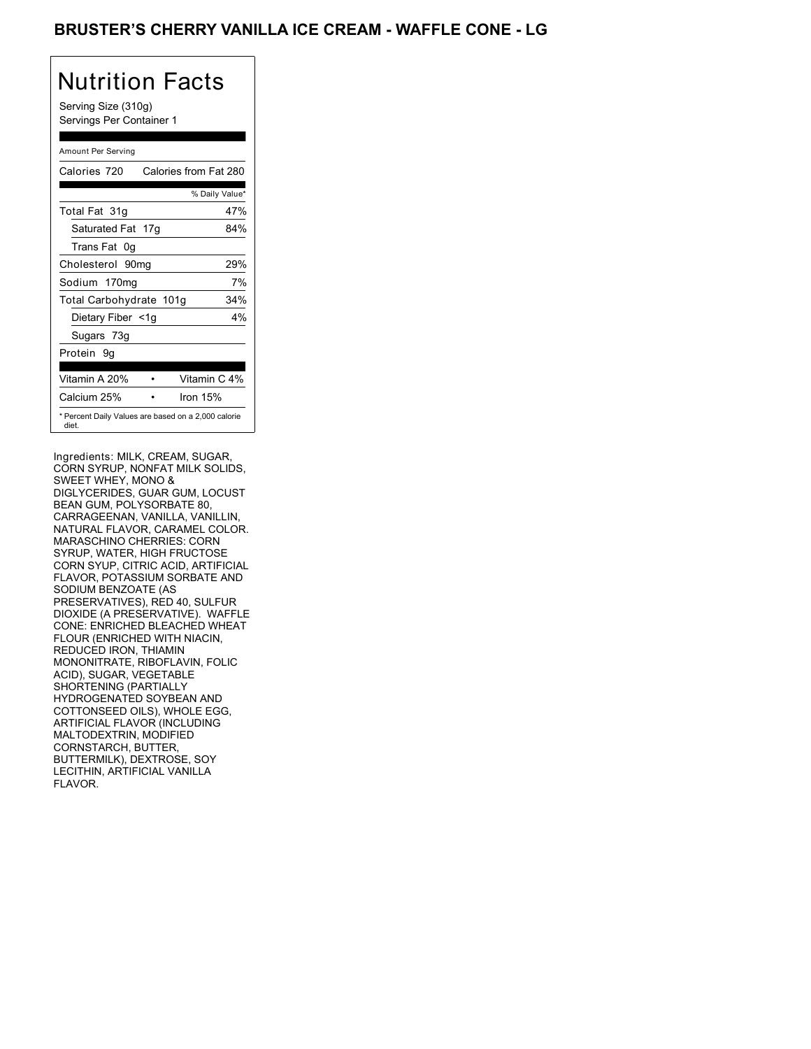# BRUSTER'S CHERRY VANILLA ICE CREAM - WAFFLE CONE - LG

## Nutrition Facts

Serving Size (310g)
Servings Per Container 1

Amount Per Serving

| | |
|---|---|
| Calories 720 | Calories from Fat 280 |
| | % Daily Value* |
| Total Fat 31g | 47% |
| Saturated Fat 17g | 84% |
| Trans Fat 0g | |
| Cholesterol 90mg | 29% |
| Sodium 170mg | 7% |
| Total Carbohydrate 101g | 34% |
| Dietary Fiber <1g | 4% |
| Sugars 73g | |
| Protein 9g | |
| Vitamin A 20% | Vitamin C 4% |
| Calcium 25% | Iron 15% |

* Percent Daily Values are based on a 2,000 calorie diet.

Ingredients: MILK, CREAM, SUGAR, CORN SYRUP, NONFAT MILK SOLIDS, SWEET WHEY, MONO & DIGLYCERIDES, GUAR GUM, LOCUST BEAN GUM, POLYSORBATE 80, CARRAGEENAN, VANILLA, VANILLIN, NATURAL FLAVOR, CARAMEL COLOR. MARASCHINO CHERRIES: CORN SYRUP, WATER, HIGH FRUCTOSE CORN SYUP, CITRIC ACID, ARTIFICIAL FLAVOR, POTASSIUM SORBATE AND SODIUM BENZOATE (AS PRESERVATIVES), RED 40, SULFUR DIOXIDE (A PRESERVATIVE). WAFFLE CONE: ENRICHED BLEACHED WHEAT FLOUR (ENRICHED WITH NIACIN, REDUCED IRON, THIAMIN MONONITRATE, RIBOFLAVIN, FOLIC ACID), SUGAR, VEGETABLE SHORTENING (PARTIALLY HYDROGENATED SOYBEAN AND COTTONSEED OILS), WHOLE EGG, ARTIFICIAL FLAVOR (INCLUDING MALTODEXTRIN, MODIFIED CORNSTARCH, BUTTER, BUTTERMILK), DEXTROSE, SOY LECITHIN, ARTIFICIAL VANILLA FLAVOR.